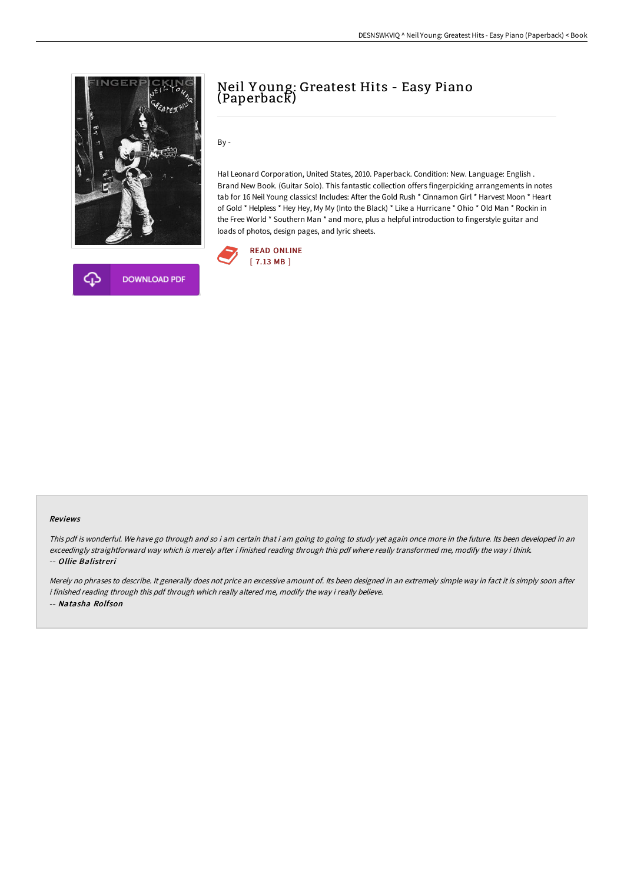# Neil Young: Greatest Hits - Easy Piano (Paperback)

By -

Hal Leonard Corporation, United States, 2010. Paperback. Condition: New. Language: English . Brand New Book. (Guitar Solo). This fantastic collection offers fingerpicking arrangements in notes tab for 16 Neil Young classics! Includes: After the Gold Rush * Cinnamon Girl * Harvest Moon * Heart of Gold * Helpless * Hey Hey, My My (Into the Black) * Like a Hurricane * Ohio * Old Man * Rockin in the Free World * Southern Man * and more, plus a helpful introduction to fingerstyle guitar and loads of photos, design pages, and lyric sheets.

READ ONLINE
[ 7.13 MB ]

DOWNLOAD PDF

### Reviews

*This pdf is wonderful. We have go through and so i am certain that i am going to going to study yet again once more in the future. Its been developed in an exceedingly straightforward way which is merely after i finished reading through this pdf where really transformed me, modify the way i think.*

-- *Ollie Balistreri*

*Merely no phrases to describe. It generally does not price an excessive amount of. Its been designed in an extremely simple way in fact it is simply soon after i finished reading through this pdf through which really altered me, modify the way i really believe.*

-- *Natasha Rolfson*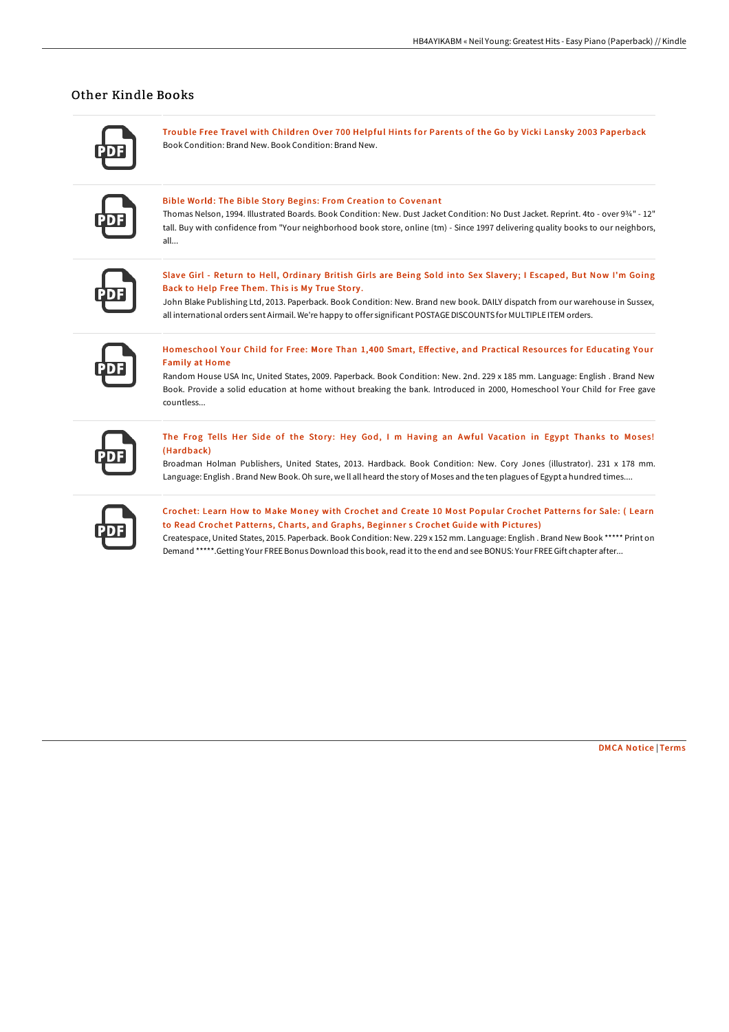## Other Kindle Books

**Trouble Free Travel with Children Over 700 Helpful Hints for Parents of the Go by Vicki Lansky 2003 Paperback**
Book Condition: Brand New. Book Condition: Brand New.

**Bible World: The Bible Story Begins: From Creation to Covenant**
Thomas Nelson, 1994. Illustrated Boards. Book Condition: New. Dust Jacket Condition: No Dust Jacket. Reprint. 4to - over 9¾" - 12" tall. Buy with confidence from "Your neighborhood book store, online (tm) - Since 1997 delivering quality books to our neighbors, all...

**Slave Girl - Return to Hell, Ordinary British Girls are Being Sold into Sex Slavery; I Escaped, But Now I'm Going Back to Help Free Them. This is My True Story.**
John Blake Publishing Ltd, 2013. Paperback. Book Condition: New. Brand new book. DAILY dispatch from our warehouse in Sussex, all international orders sent Airmail. We're happy to offer significant POSTAGE DISCOUNTS for MULTIPLE ITEM orders.

**Homeschool Your Child for Free: More Than 1,400 Smart, Effective, and Practical Resources for Educating Your Family at Home**
Random House USA Inc, United States, 2009. Paperback. Book Condition: New. 2nd. 229 x 185 mm. Language: English . Brand New Book. Provide a solid education at home without breaking the bank. Introduced in 2000, Homeschool Your Child for Free gave countless...

**The Frog Tells Her Side of the Story: Hey God, I m Having an Awful Vacation in Egypt Thanks to Moses! (Hardback)**
Broadman Holman Publishers, United States, 2013. Hardback. Book Condition: New. Cory Jones (illustrator). 231 x 178 mm. Language: English . Brand New Book. Oh sure, we ll all heard the story of Moses and the ten plagues of Egypt a hundred times....

**Crochet: Learn How to Make Money with Crochet and Create 10 Most Popular Crochet Patterns for Sale: ( Learn to Read Crochet Patterns, Charts, and Graphs, Beginner s Crochet Guide with Pictures)**
Createspace, United States, 2015. Paperback. Book Condition: New. 229 x 152 mm. Language: English . Brand New Book ***** Print on Demand *****.Getting Your FREE Bonus Download this book, read it to the end and see BONUS: Your FREE Gift chapter after...